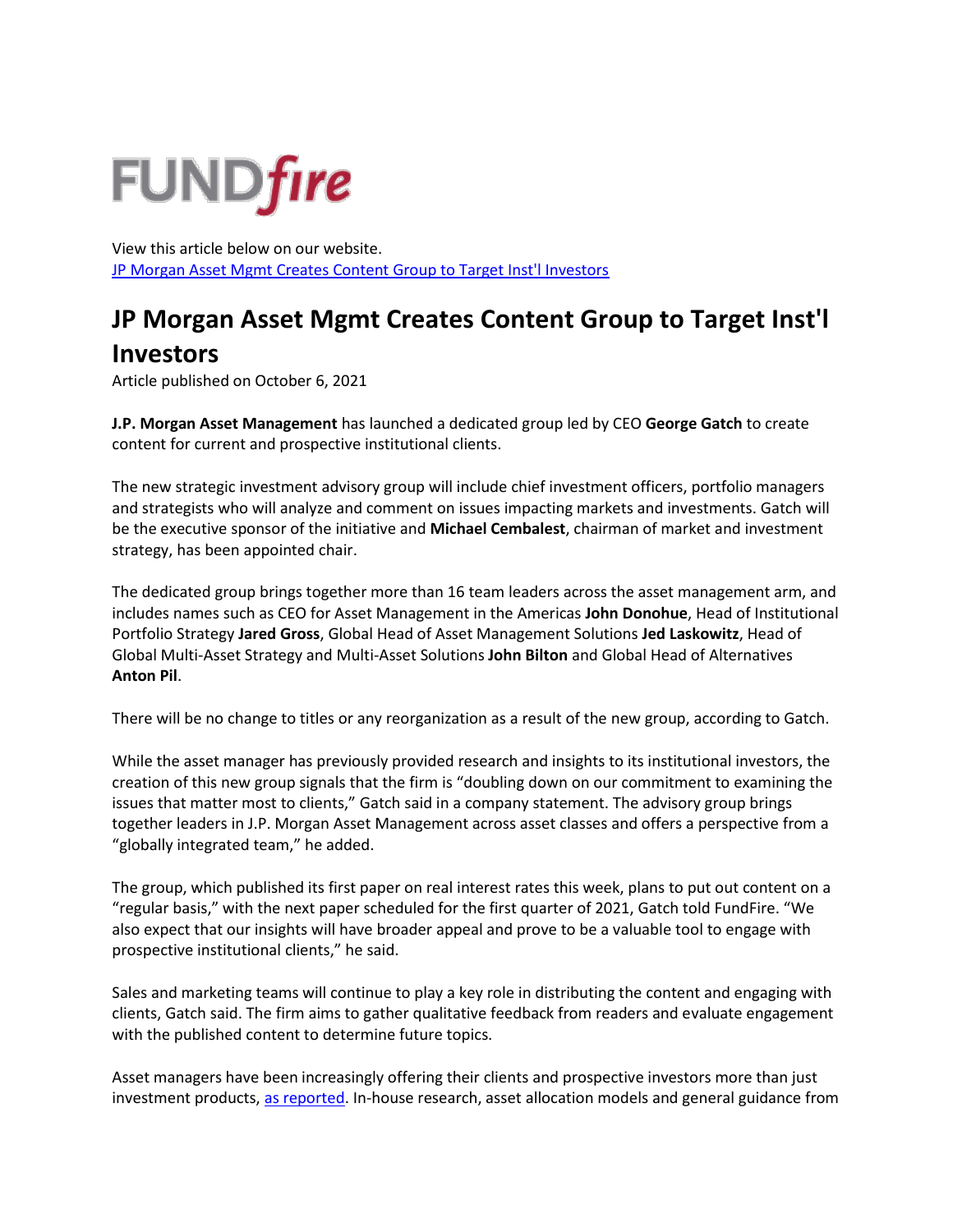FUNDfire

View this article below on our website.
[JP Morgan Asset Mgmt Creates Content Group to Target Inst'l Investors]()

# JP Morgan Asset Mgmt Creates Content Group to Target Inst'l Investors

Article published on October 6, 2021

**J.P. Morgan Asset Management** has launched a dedicated group led by CEO **George Gatch** to create content for current and prospective institutional clients.

The new strategic investment advisory group will include chief investment officers, portfolio managers and strategists who will analyze and comment on issues impacting markets and investments. Gatch will be the executive sponsor of the initiative and **Michael Cembalest**, chairman of market and investment strategy, has been appointed chair.

The dedicated group brings together more than 16 team leaders across the asset management arm, and includes names such as CEO for Asset Management in the Americas **John Donohue**, Head of Institutional Portfolio Strategy **Jared Gross**, Global Head of Asset Management Solutions **Jed Laskowitz**, Head of Global Multi-Asset Strategy and Multi-Asset Solutions **John Bilton** and Global Head of Alternatives **Anton Pil**.

There will be no change to titles or any reorganization as a result of the new group, according to Gatch.

While the asset manager has previously provided research and insights to its institutional investors, the creation of this new group signals that the firm is "doubling down on our commitment to examining the issues that matter most to clients," Gatch said in a company statement. The advisory group brings together leaders in J.P. Morgan Asset Management across asset classes and offers a perspective from a "globally integrated team," he added.

The group, which published its first paper on real interest rates this week, plans to put out content on a "regular basis," with the next paper scheduled for the first quarter of 2021, Gatch told FundFire. "We also expect that our insights will have broader appeal and prove to be a valuable tool to engage with prospective institutional clients," he said.

Sales and marketing teams will continue to play a key role in distributing the content and engaging with clients, Gatch said. The firm aims to gather qualitative feedback from readers and evaluate engagement with the published content to determine future topics.

Asset managers have been increasingly offering their clients and prospective investors more than just investment products, [as reported](). In-house research, asset allocation models and general guidance from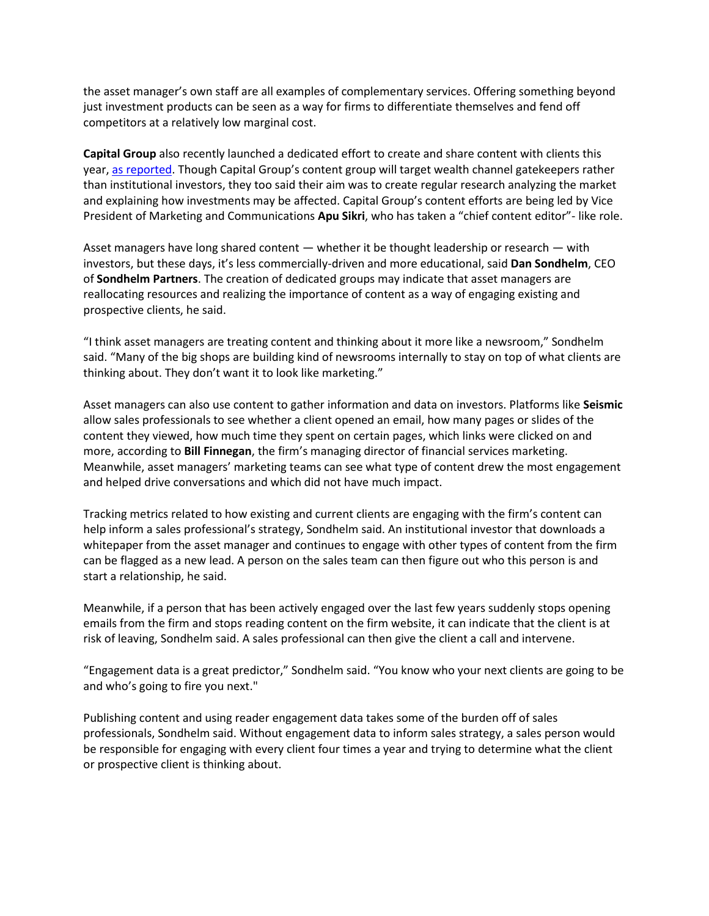the asset manager's own staff are all examples of complementary services. Offering something beyond just investment products can be seen as a way for firms to differentiate themselves and fend off competitors at a relatively low marginal cost.

**Capital Group** also recently launched a dedicated effort to create and share content with clients this year, [as reported](). Though Capital Group's content group will target wealth channel gatekeepers rather than institutional investors, they too said their aim was to create regular research analyzing the market and explaining how investments may be affected. Capital Group's content efforts are being led by Vice President of Marketing and Communications **Apu Sikri**, who has taken a "chief content editor"- like role.

Asset managers have long shared content — whether it be thought leadership or research — with investors, but these days, it's less commercially-driven and more educational, said **Dan Sondhelm**, CEO of **Sondhelm Partners**. The creation of dedicated groups may indicate that asset managers are reallocating resources and realizing the importance of content as a way of engaging existing and prospective clients, he said.

"I think asset managers are treating content and thinking about it more like a newsroom," Sondhelm said. "Many of the big shops are building kind of newsrooms internally to stay on top of what clients are thinking about. They don't want it to look like marketing."

Asset managers can also use content to gather information and data on investors. Platforms like **Seismic** allow sales professionals to see whether a client opened an email, how many pages or slides of the content they viewed, how much time they spent on certain pages, which links were clicked on and more, according to **Bill Finnegan**, the firm's managing director of financial services marketing. Meanwhile, asset managers' marketing teams can see what type of content drew the most engagement and helped drive conversations and which did not have much impact.

Tracking metrics related to how existing and current clients are engaging with the firm's content can help inform a sales professional's strategy, Sondhelm said. An institutional investor that downloads a whitepaper from the asset manager and continues to engage with other types of content from the firm can be flagged as a new lead. A person on the sales team can then figure out who this person is and start a relationship, he said.

Meanwhile, if a person that has been actively engaged over the last few years suddenly stops opening emails from the firm and stops reading content on the firm website, it can indicate that the client is at risk of leaving, Sondhelm said. A sales professional can then give the client a call and intervene.

"Engagement data is a great predictor," Sondhelm said. "You know who your next clients are going to be and who's going to fire you next."

Publishing content and using reader engagement data takes some of the burden off of sales professionals, Sondhelm said. Without engagement data to inform sales strategy, a sales person would be responsible for engaging with every client four times a year and trying to determine what the client or prospective client is thinking about.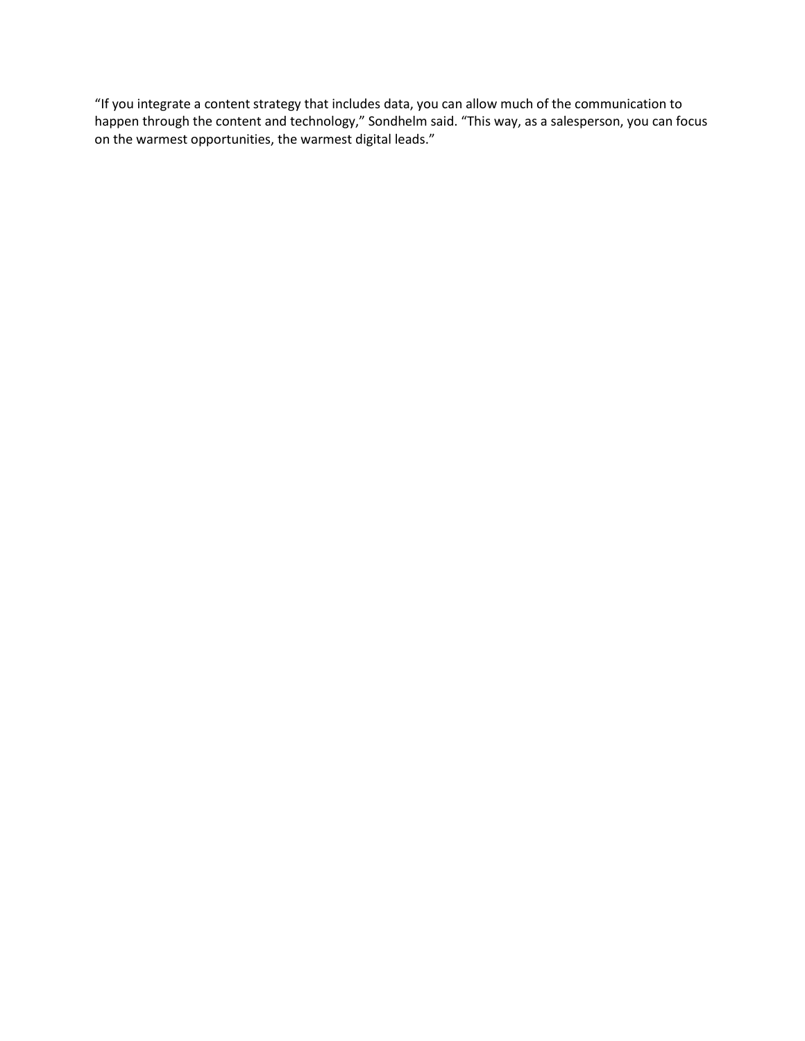"If you integrate a content strategy that includes data, you can allow much of the communication to happen through the content and technology," Sondhelm said. "This way, as a salesperson, you can focus on the warmest opportunities, the warmest digital leads."